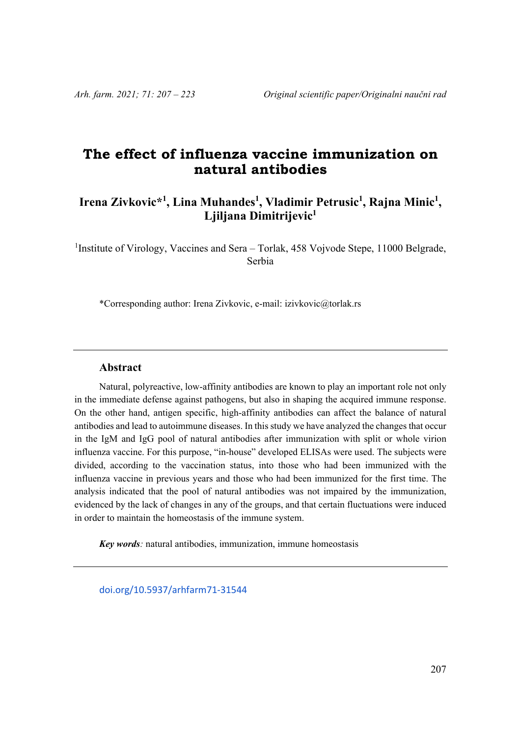# The effect of influenza vaccine immunization on natural antibodies

**Irena Zivkovic*[1], Lina Muhandes[1], Vladimir Petrusic[1], Rajna Minic[1], Ljiljana Dimitrijevic[1]**

[1]Institute of Virology, Vaccines and Sera – Torlak, 458 Vojvode Stepe, 11000 Belgrade, Serbia

*Corresponding author: Irena Zivkovic, e-mail: izivkovic@torlak.rs

## Abstract

Natural, polyreactive, low-affinity antibodies are known to play an important role not only in the immediate defense against pathogens, but also in shaping the acquired immune response. On the other hand, antigen specific, high-affinity antibodies can affect the balance of natural antibodies and lead to autoimmune diseases. In this study we have analyzed the changes that occur in the IgM and IgG pool of natural antibodies after immunization with split or whole virion influenza vaccine. For this purpose, "in-house" developed ELISAs were used. The subjects were divided, according to the vaccination status, into those who had been immunized with the influenza vaccine in previous years and those who had been immunized for the first time. The analysis indicated that the pool of natural antibodies was not impaired by the immunization, evidenced by the lack of changes in any of the groups, and that certain fluctuations were induced in order to maintain the homeostasis of the immune system.

***Key words**:* natural antibodies, immunization, immune homeostasis

doi.org/10.5937/arhfarm71-31544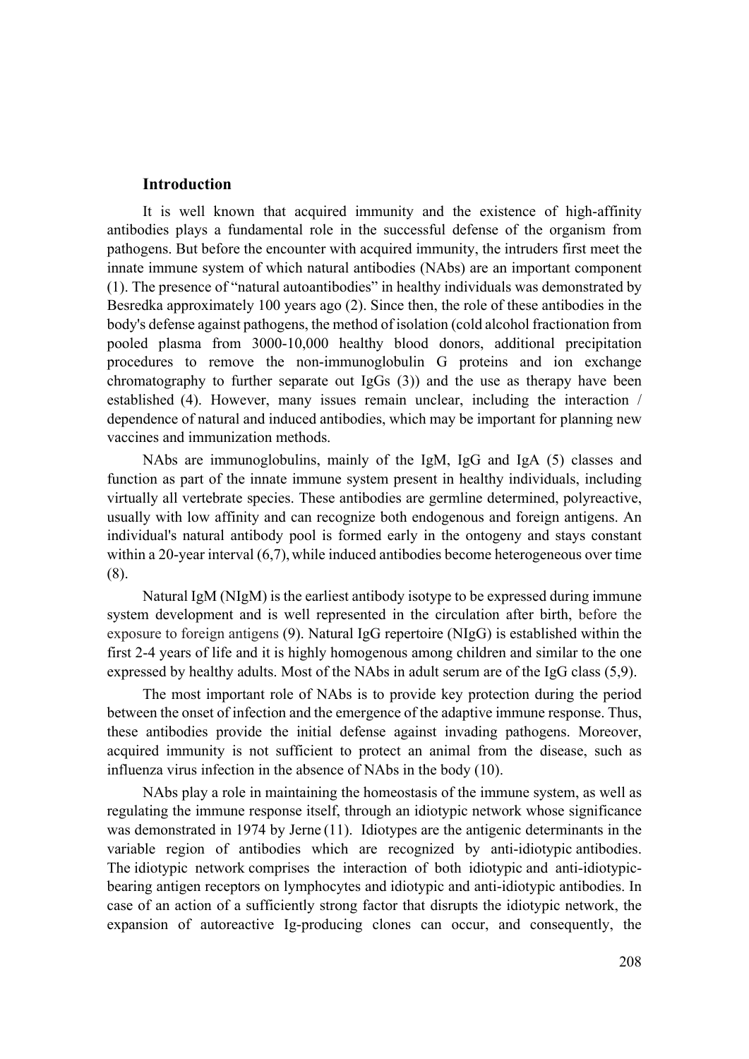## Introduction

It is well known that acquired immunity and the existence of high-affinity antibodies plays a fundamental role in the successful defense of the organism from pathogens. But before the encounter with acquired immunity, the intruders first meet the innate immune system of which natural antibodies (NAbs) are an important component (1). The presence of "natural autoantibodies" in healthy individuals was demonstrated by Besredka approximately 100 years ago (2). Since then, the role of these antibodies in the body's defense against pathogens, the method of isolation (cold alcohol fractionation from pooled plasma from 3000-10,000 healthy blood donors, additional precipitation procedures to remove the non-immunoglobulin G proteins and ion exchange chromatography to further separate out IgGs (3)) and the use as therapy have been established (4). However, many issues remain unclear, including the interaction / dependence of natural and induced antibodies, which may be important for planning new vaccines and immunization methods.

NAbs are immunoglobulins, mainly of the IgM, IgG and IgA (5) classes and function as part of the innate immune system present in healthy individuals, including virtually all vertebrate species. These antibodies are germline determined, polyreactive, usually with low affinity and can recognize both endogenous and foreign antigens. An individual's natural antibody pool is formed early in the ontogeny and stays constant within a 20-year interval (6,7), while induced antibodies become heterogeneous over time (8).

Natural IgM (NIgM) is the earliest antibody isotype to be expressed during immune system development and is well represented in the circulation after birth, before the exposure to foreign antigens (9). Natural IgG repertoire (NIgG) is established within the first 2-4 years of life and it is highly homogenous among children and similar to the one expressed by healthy adults. Most of the NAbs in adult serum are of the IgG class (5,9).

The most important role of NAbs is to provide key protection during the period between the onset of infection and the emergence of the adaptive immune response. Thus, these antibodies provide the initial defense against invading pathogens. Moreover, acquired immunity is not sufficient to protect an animal from the disease, such as influenza virus infection in the absence of NAbs in the body (10).

NAbs play a role in maintaining the homeostasis of the immune system, as well as regulating the immune response itself, through an idiotypic network whose significance was demonstrated in 1974 by Jerne (11). Idiotypes are the antigenic determinants in the variable region of antibodies which are recognized by anti-idiotypic antibodies. The idiotypic network comprises the interaction of both idiotypic and anti-idiotypic-bearing antigen receptors on lymphocytes and idiotypic and anti-idiotypic antibodies. In case of an action of a sufficiently strong factor that disrupts the idiotypic network, the expansion of autoreactive Ig-producing clones can occur, and consequently, the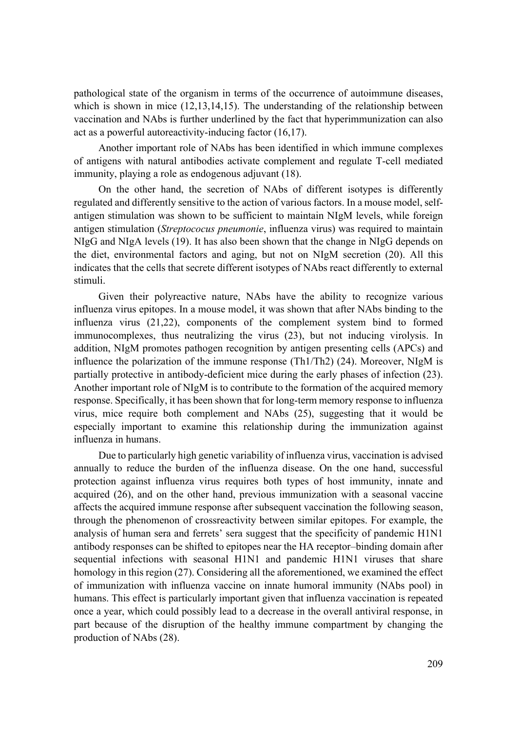pathological state of the organism in terms of the occurrence of autoimmune diseases, which is shown in mice (12,13,14,15). The understanding of the relationship between vaccination and NAbs is further underlined by the fact that hyperimmunization can also act as a powerful autoreactivity-inducing factor (16,17).

Another important role of NAbs has been identified in which immune complexes of antigens with natural antibodies activate complement and regulate T-cell mediated immunity, playing a role as endogenous adjuvant (18).

On the other hand, the secretion of NAbs of different isotypes is differently regulated and differently sensitive to the action of various factors. In a mouse model, self-antigen stimulation was shown to be sufficient to maintain NIgM levels, while foreign antigen stimulation (*Streptococus pneumonie*, influenza virus) was required to maintain NIgG and NIgA levels (19). It has also been shown that the change in NIgG depends on the diet, environmental factors and aging, but not on NIgM secretion (20). All this indicates that the cells that secrete different isotypes of NAbs react differently to external stimuli.

Given their polyreactive nature, NAbs have the ability to recognize various influenza virus epitopes. In a mouse model, it was shown that after NAbs binding to the influenza virus (21,22), components of the complement system bind to formed immunocomplexes, thus neutralizing the virus (23), but not inducing virolysis. In addition, NIgM promotes pathogen recognition by antigen presenting cells (APCs) and influence the polarization of the immune response (Th1/Th2) (24). Moreover, NIgM is partially protective in antibody-deficient mice during the early phases of infection (23). Another important role of NIgM is to contribute to the formation of the acquired memory response. Specifically, it has been shown that for long-term memory response to influenza virus, mice require both complement and NAbs (25), suggesting that it would be especially important to examine this relationship during the immunization against influenza in humans.

Due to particularly high genetic variability of influenza virus, vaccination is advised annually to reduce the burden of the influenza disease. On the one hand, successful protection against influenza virus requires both types of host immunity, innate and acquired (26), and on the other hand, previous immunization with a seasonal vaccine affects the acquired immune response after subsequent vaccination the following season, through the phenomenon of crossreactivity between similar epitopes. For example, the analysis of human sera and ferrets' sera suggest that the specificity of pandemic H1N1 antibody responses can be shifted to epitopes near the HA receptor–binding domain after sequential infections with seasonal H1N1 and pandemic H1N1 viruses that share homology in this region (27). Considering all the aforementioned, we examined the effect of immunization with influenza vaccine on innate humoral immunity (NAbs pool) in humans. This effect is particularly important given that influenza vaccination is repeated once a year, which could possibly lead to a decrease in the overall antiviral response, in part because of the disruption of the healthy immune compartment by changing the production of NAbs (28).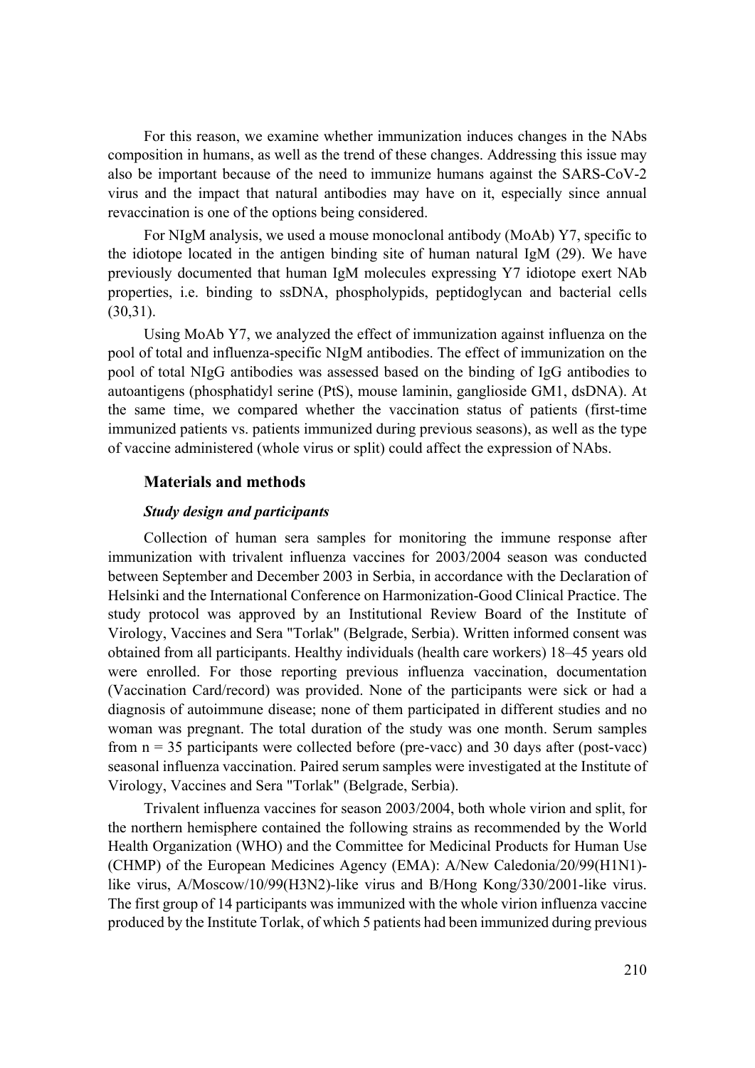For this reason, we examine whether immunization induces changes in the NAbs composition in humans, as well as the trend of these changes. Addressing this issue may also be important because of the need to immunize humans against the SARS-CoV-2 virus and the impact that natural antibodies may have on it, especially since annual revaccination is one of the options being considered.

For NIgM analysis, we used a mouse monoclonal antibody (MoAb) Y7, specific to the idiotope located in the antigen binding site of human natural IgM (29). We have previously documented that human IgM molecules expressing Y7 idiotope exert NAb properties, i.e. binding to ssDNA, phospholypids, peptidoglycan and bacterial cells (30,31).

Using MoAb Y7, we analyzed the effect of immunization against influenza on the pool of total and influenza-specific NIgM antibodies. The effect of immunization on the pool of total NIgG antibodies was assessed based on the binding of IgG antibodies to autoantigens (phosphatidyl serine (PtS), mouse laminin, ganglioside GM1, dsDNA). At the same time, we compared whether the vaccination status of patients (first-time immunized patients vs. patients immunized during previous seasons), as well as the type of vaccine administered (whole virus or split) could affect the expression of NAbs.

## Materials and methods

### *Study design and participants*

Collection of human sera samples for monitoring the immune response after immunization with trivalent influenza vaccines for 2003/2004 season was conducted between September and December 2003 in Serbia, in accordance with the Declaration of Helsinki and the International Conference on Harmonization-Good Clinical Practice. The study protocol was approved by an Institutional Review Board of the Institute of Virology, Vaccines and Sera "Torlak" (Belgrade, Serbia). Written informed consent was obtained from all participants. Healthy individuals (health care workers) 18–45 years old were enrolled. For those reporting previous influenza vaccination, documentation (Vaccination Card/record) was provided. None of the participants were sick or had a diagnosis of autoimmune disease; none of them participated in different studies and no woman was pregnant. The total duration of the study was one month. Serum samples from n = 35 participants were collected before (pre-vacc) and 30 days after (post-vacc) seasonal influenza vaccination. Paired serum samples were investigated at the Institute of Virology, Vaccines and Sera "Torlak" (Belgrade, Serbia).

Trivalent influenza vaccines for season 2003/2004, both whole virion and split, for the northern hemisphere contained the following strains as recommended by the World Health Organization (WHO) and the Committee for Medicinal Products for Human Use (CHMP) of the European Medicines Agency (EMA): A/New Caledonia/20/99(H1N1)-like virus, A/Moscow/10/99(H3N2)-like virus and B/Hong Kong/330/2001-like virus. The first group of 14 participants was immunized with the whole virion influenza vaccine produced by the Institute Torlak, of which 5 patients had been immunized during previous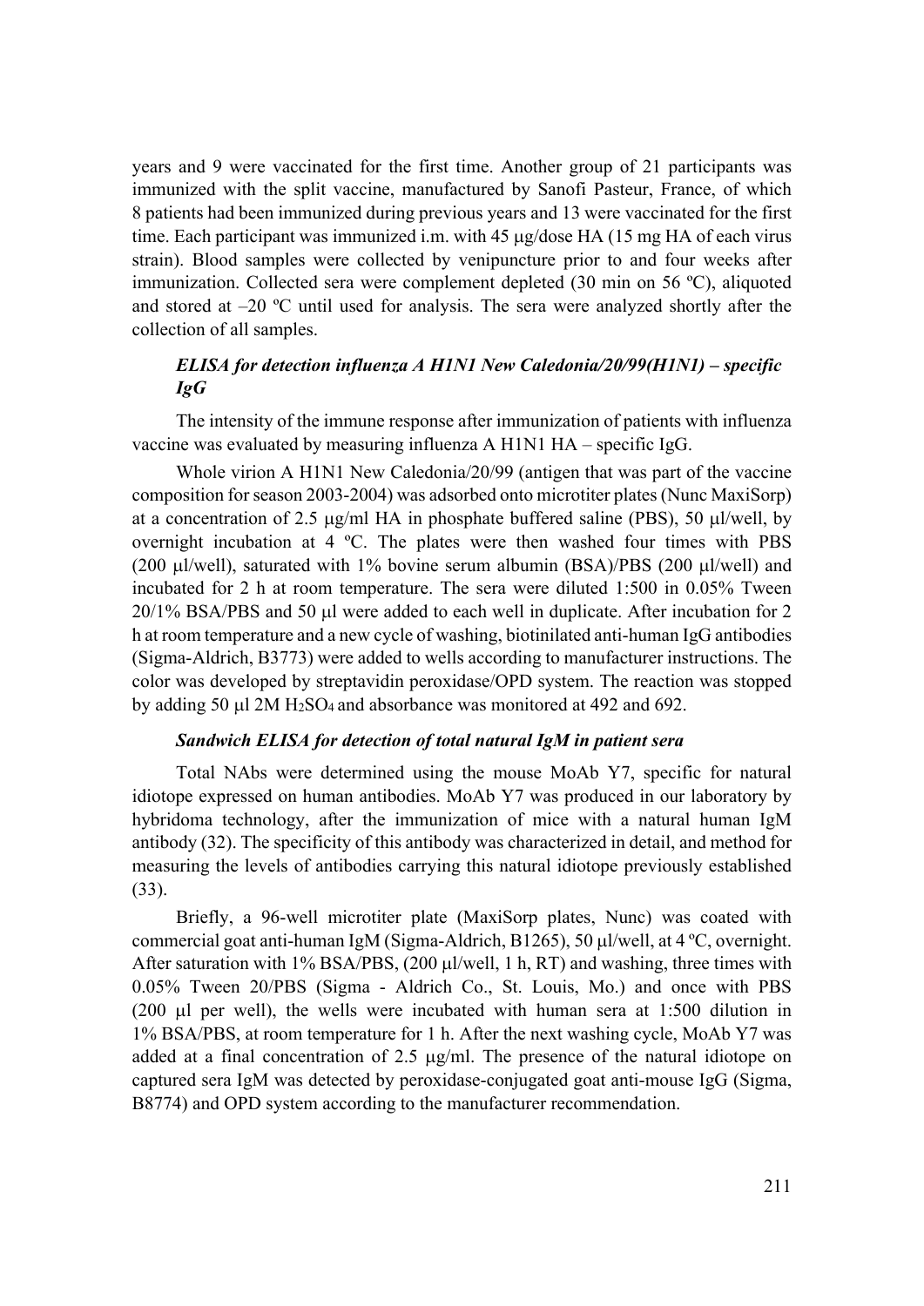years and 9 were vaccinated for the first time. Another group of 21 participants was immunized with the split vaccine, manufactured by Sanofi Pasteur, France, of which 8 patients had been immunized during previous years and 13 were vaccinated for the first time. Each participant was immunized i.m. with 45 μg/dose HA (15 mg HA of each virus strain). Blood samples were collected by venipuncture prior to and four weeks after immunization. Collected sera were complement depleted (30 min on 56 ºC), aliquoted and stored at –20 ºC until used for analysis. The sera were analyzed shortly after the collection of all samples.

### *ELISA for detection influenza A H1N1 New Caledonia/20/99(H1N1) – specific IgG*

The intensity of the immune response after immunization of patients with influenza vaccine was evaluated by measuring influenza A H1N1 HA – specific IgG.

Whole virion A H1N1 New Caledonia/20/99 (antigen that was part of the vaccine composition for season 2003-2004) was adsorbed onto microtiter plates (Nunc MaxiSorp) at a concentration of 2.5 μg/ml HA in phosphate buffered saline (PBS), 50 μl/well, by overnight incubation at 4 ºC. The plates were then washed four times with PBS (200 μl/well), saturated with 1% bovine serum albumin (BSA)/PBS (200 μl/well) and incubated for 2 h at room temperature. The sera were diluted 1:500 in 0.05% Tween 20/1% BSA/PBS and 50 μl were added to each well in duplicate. After incubation for 2 h at room temperature and a new cycle of washing, biotinilated anti-human IgG antibodies (Sigma-Aldrich, B3773) were added to wells according to manufacturer instructions. The color was developed by streptavidin peroxidase/OPD system. The reaction was stopped by adding 50 μl 2M $H_2SO_4$ and absorbance was monitored at 492 and 692.

### *Sandwich ELISA for detection of total natural IgM in patient sera*

Total NAbs were determined using the mouse MoAb Y7, specific for natural idiotope expressed on human antibodies. MoAb Y7 was produced in our laboratory by hybridoma technology, after the immunization of mice with a natural human IgM antibody (32). The specificity of this antibody was characterized in detail, and method for measuring the levels of antibodies carrying this natural idiotope previously established (33).

Briefly, a 96-well microtiter plate (MaxiSorp plates, Nunc) was coated with commercial goat anti-human IgM (Sigma-Aldrich, B1265), 50 μl/well, at 4 ºC, overnight. After saturation with 1% BSA/PBS, (200 μl/well, 1 h, RT) and washing, three times with 0.05% Tween 20/PBS (Sigma - Aldrich Co., St. Louis, Mo.) and once with PBS (200 μl per well), the wells were incubated with human sera at 1:500 dilution in 1% BSA/PBS, at room temperature for 1 h. After the next washing cycle, MoAb Y7 was added at a final concentration of 2.5 μg/ml. The presence of the natural idiotope on captured sera IgM was detected by peroxidase-conjugated goat anti-mouse IgG (Sigma, B8774) and OPD system according to the manufacturer recommendation.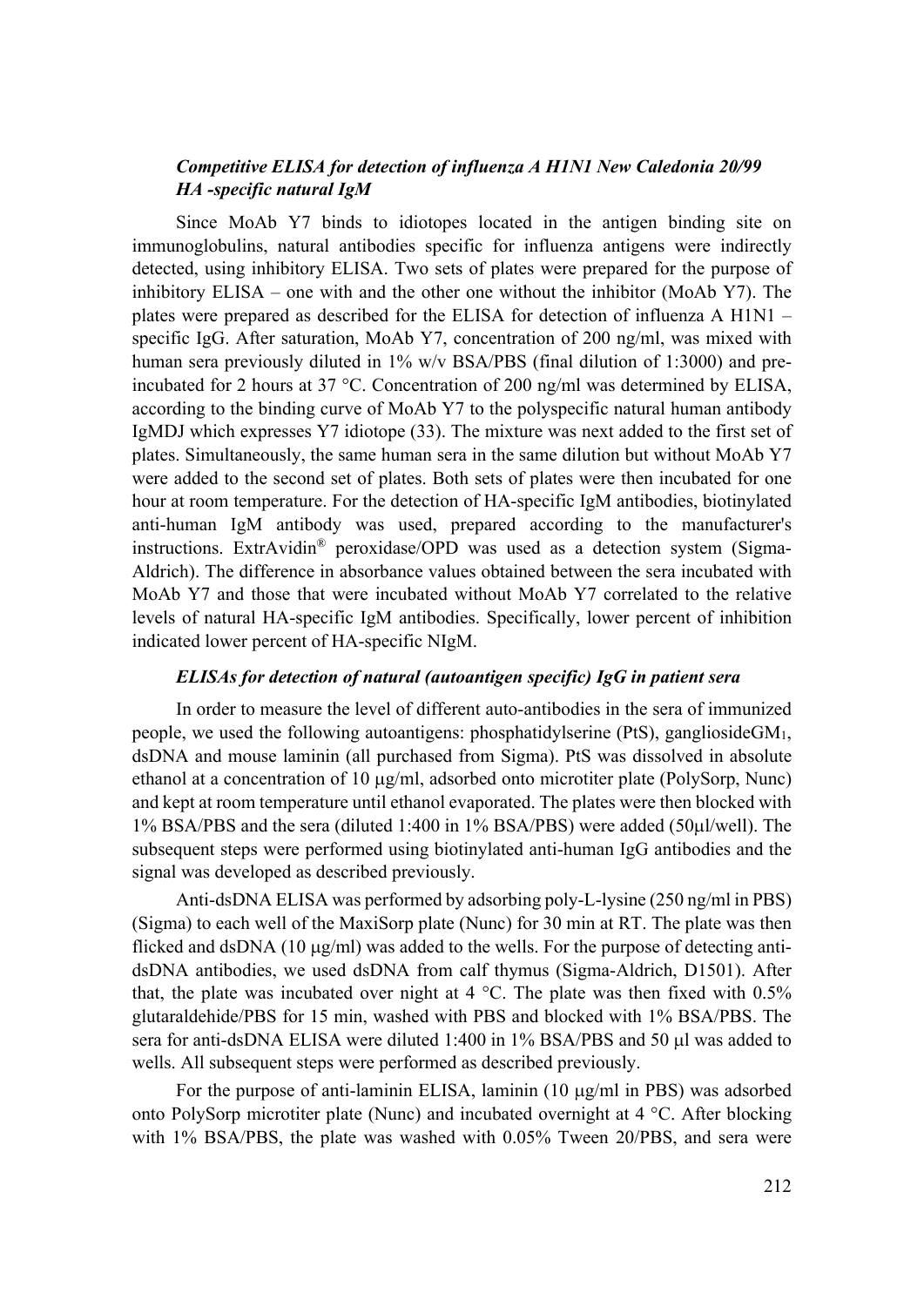### *Competitive ELISA for detection of influenza A H1N1 New Caledonia 20/99 HA -specific natural IgM*

Since MoAb Y7 binds to idiotopes located in the antigen binding site on immunoglobulins, natural antibodies specific for influenza antigens were indirectly detected, using inhibitory ELISA. Two sets of plates were prepared for the purpose of inhibitory ELISA – one with and the other one without the inhibitor (MoAb Y7). The plates were prepared as described for the ELISA for detection of influenza A H1N1 – specific IgG. After saturation, MoAb Y7, concentration of 200 ng/ml, was mixed with human sera previously diluted in 1% w/v BSA/PBS (final dilution of 1:3000) and pre-incubated for 2 hours at 37 °C. Concentration of 200 ng/ml was determined by ELISA, according to the binding curve of MoAb Y7 to the polyspecific natural human antibody IgMDJ which expresses Y7 idiotope (33). The mixture was next added to the first set of plates. Simultaneously, the same human sera in the same dilution but without MoAb Y7 were added to the second set of plates. Both sets of plates were then incubated for one hour at room temperature. For the detection of HA-specific IgM antibodies, biotinylated anti-human IgM antibody was used, prepared according to the manufacturer's instructions. ExtrAvidin® peroxidase/OPD was used as a detection system (Sigma-Aldrich). The difference in absorbance values obtained between the sera incubated with MoAb Y7 and those that were incubated without MoAb Y7 correlated to the relative levels of natural HA-specific IgM antibodies. Specifically, lower percent of inhibition indicated lower percent of HA-specific NIgM.

### *ELISAs for detection of natural (autoantigen specific) IgG in patient sera*

In order to measure the level of different auto-antibodies in the sera of immunized people, we used the following autoantigens: phosphatidylserine (PtS), ganglioside$GM_1$, dsDNA and mouse laminin (all purchased from Sigma). PtS was dissolved in absolute ethanol at a concentration of 10 μg/ml, adsorbed onto microtiter plate (PolySorp, Nunc) and kept at room temperature until ethanol evaporated. The plates were then blocked with 1% BSA/PBS and the sera (diluted 1:400 in 1% BSA/PBS) were added (50μl/well). The subsequent steps were performed using biotinylated anti-human IgG antibodies and the signal was developed as described previously.

Anti-dsDNA ELISA was performed by adsorbing poly-L-lysine (250 ng/ml in PBS) (Sigma) to each well of the MaxiSorp plate (Nunc) for 30 min at RT. The plate was then flicked and dsDNA (10 μg/ml) was added to the wells. For the purpose of detecting anti-dsDNA antibodies, we used dsDNA from calf thymus (Sigma-Aldrich, D1501). After that, the plate was incubated over night at 4 °C. The plate was then fixed with 0.5% glutaraldehide/PBS for 15 min, washed with PBS and blocked with 1% BSA/PBS. The sera for anti-dsDNA ELISA were diluted 1:400 in 1% BSA/PBS and 50 μl was added to wells. All subsequent steps were performed as described previously.

For the purpose of anti-laminin ELISA, laminin (10 μg/ml in PBS) was adsorbed onto PolySorp microtiter plate (Nunc) and incubated overnight at 4 °C. After blocking with 1% BSA/PBS, the plate was washed with 0.05% Tween 20/PBS, and sera were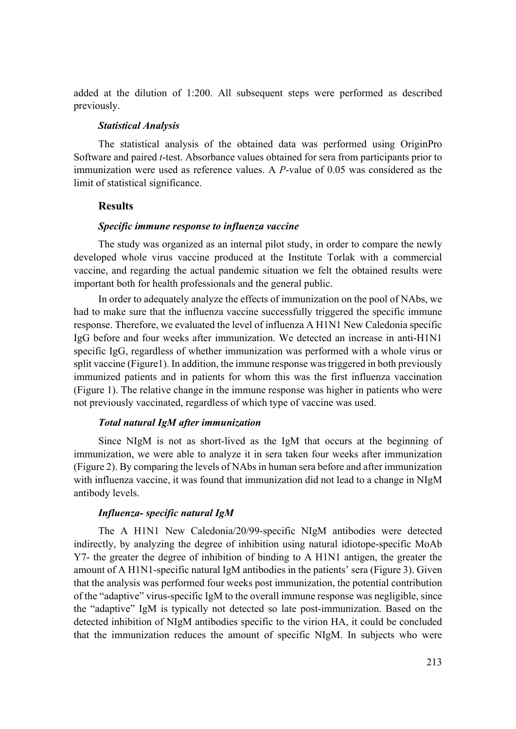added at the dilution of 1:200. All subsequent steps were performed as described previously.

### *Statistical Analysis*

The statistical analysis of the obtained data was performed using OriginPro Software and paired *t*-test. Absorbance values obtained for sera from participants prior to immunization were used as reference values. A *P*-value of 0.05 was considered as the limit of statistical significance.

## Results

### *Specific immune response to influenza vaccine*

The study was organized as an internal pilot study, in order to compare the newly developed whole virus vaccine produced at the Institute Torlak with a commercial vaccine, and regarding the actual pandemic situation we felt the obtained results were important both for health professionals and the general public.

In order to adequately analyze the effects of immunization on the pool of NAbs, we had to make sure that the influenza vaccine successfully triggered the specific immune response. Therefore, we evaluated the level of influenza A H1N1 New Caledonia specific IgG before and four weeks after immunization. We detected an increase in anti-H1N1 specific IgG, regardless of whether immunization was performed with a whole virus or split vaccine (Figure1). In addition, the immune response was triggered in both previously immunized patients and in patients for whom this was the first influenza vaccination (Figure 1). The relative change in the immune response was higher in patients who were not previously vaccinated, regardless of which type of vaccine was used.

### *Total natural IgM after immunization*

Since NIgM is not as short-lived as the IgM that occurs at the beginning of immunization, we were able to analyze it in sera taken four weeks after immunization (Figure 2). By comparing the levels of NAbs in human sera before and after immunization with influenza vaccine, it was found that immunization did not lead to a change in NIgM antibody levels.

### *Influenza- specific natural IgM*

The A H1N1 New Caledonia/20/99-specific NIgM antibodies were detected indirectly, by analyzing the degree of inhibition using natural idiotope-specific MoAb Y7- the greater the degree of inhibition of binding to A H1N1 antigen, the greater the amount of A H1N1-specific natural IgM antibodies in the patients' sera (Figure 3). Given that the analysis was performed four weeks post immunization, the potential contribution of the "adaptive" virus-specific IgM to the overall immune response was negligible, since the "adaptive" IgM is typically not detected so late post-immunization. Based on the detected inhibition of NIgM antibodies specific to the virion HA, it could be concluded that the immunization reduces the amount of specific NIgM. In subjects who were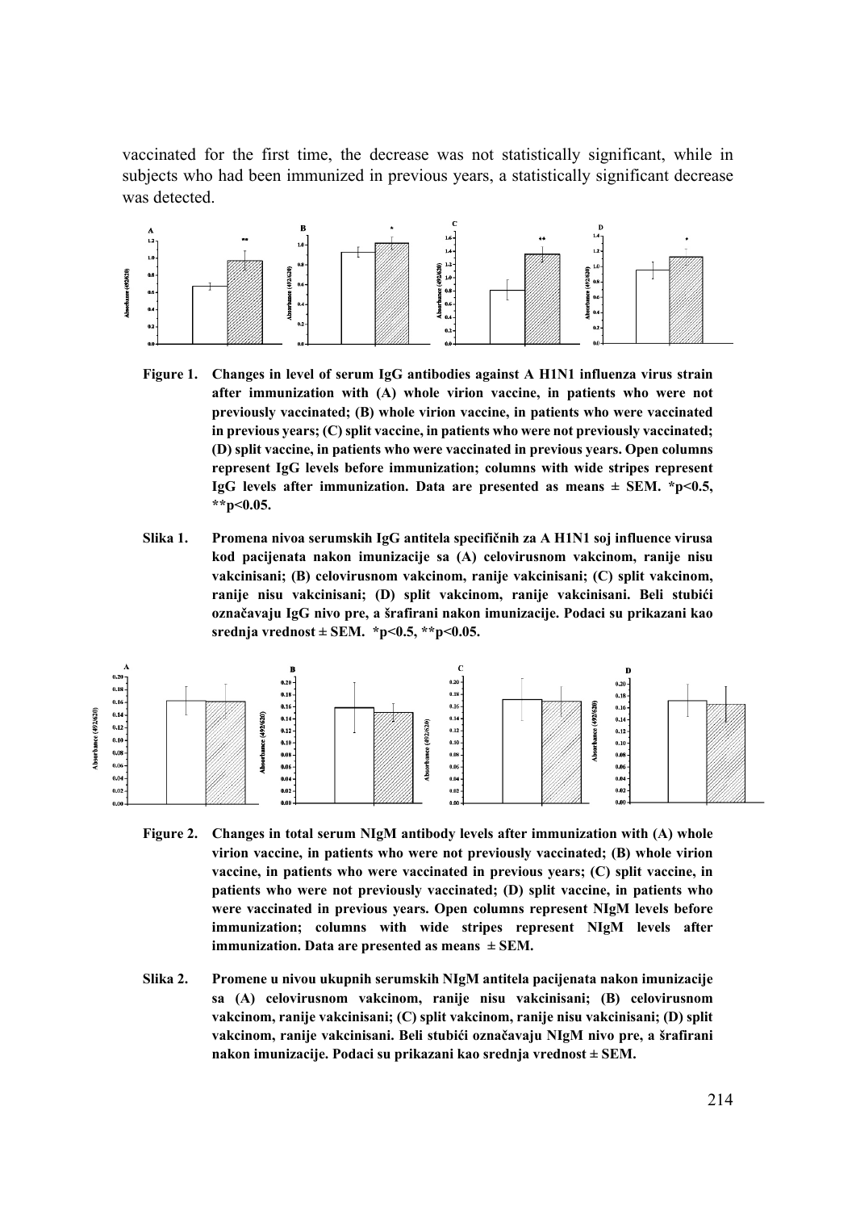vaccinated for the first time, the decrease was not statistically significant, while in subjects who had been immunized in previous years, a statistically significant decrease was detected.

**Figure 1. Changes in level of serum IgG antibodies against A H1N1 influenza virus strain after immunization with (A) whole virion vaccine, in patients who were not previously vaccinated; (B) whole virion vaccine, in patients who were vaccinated in previous years; (C) split vaccine, in patients who were not previously vaccinated; (D) split vaccine, in patients who were vaccinated in previous years. Open columns represent IgG levels before immunization; columns with wide stripes represent IgG levels after immunization. Data are presented as means ± SEM. \*p<0.5, \*\*p<0.05.**

**Slika 1. Promena nivoa serumskih IgG antitela specifičnih za A H1N1 soj influence virusa kod pacijenata nakon imunizacije sa (A) celovirusnom vakcinom, ranije nisu vakcinisani; (B) celovirusnom vakcinom, ranije vakcinisani; (C) split vakcinom, ranije nisu vakcinisani; (D) split vakcinom, ranije vakcinisani. Beli stubići označavaju IgG nivo pre, a šrafirani nakon imunizacije. Podaci su prikazani kao srednja vrednost ± SEM. \*p<0.5, \*\*p<0.05.**

**Figure 2. Changes in total serum NIgM antibody levels after immunization with (A) whole virion vaccine, in patients who were not previously vaccinated; (B) whole virion vaccine, in patients who were vaccinated in previous years; (C) split vaccine, in patients who were not previously vaccinated; (D) split vaccine, in patients who were vaccinated in previous years. Open columns represent NIgM levels before immunization; columns with wide stripes represent NIgM levels after immunization. Data are presented as means ± SEM.**

**Slika 2. Promene u nivou ukupnih serumskih NIgM antitela pacijenata nakon imunizacije sa (A) celovirusnom vakcinom, ranije nisu vakcinisani; (B) celovirusnom vakcinom, ranije vakcinisani; (C) split vakcinom, ranije nisu vakcinisani; (D) split vakcinom, ranije vakcinisani. Beli stubići označavaju NIgM nivo pre, a šrafirani nakon imunizacije. Podaci su prikazani kao srednja vrednost ± SEM.**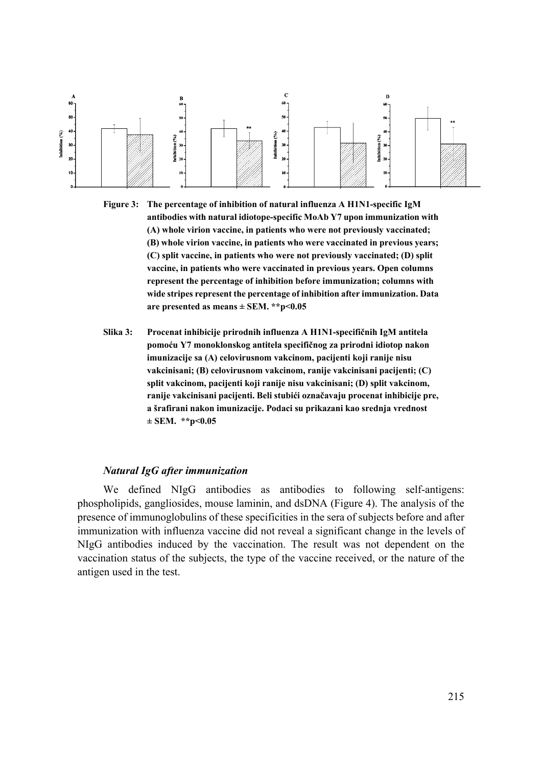**Figure 3:** **The percentage of inhibition of natural influenza A H1N1-specific IgM antibodies with natural idiotope-specific MoAb Y7 upon immunization with (A) whole virion vaccine, in patients who were not previously vaccinated; (B) whole virion vaccine, in patients who were vaccinated in previous years; (C) split vaccine, in patients who were not previously vaccinated; (D) split vaccine, in patients who were vaccinated in previous years. Open columns represent the percentage of inhibition before immunization; columns with wide stripes represent the percentage of inhibition after immunization. Data are presented as means ± SEM. **p<0.05**

**Slika 3:** **Procenat inhibicije prirodnih influenza A H1N1-specifičnih IgM antitela pomoću Y7 monoklonskog antitela specifičnog za prirodni idiotop nakon imunizacije sa (A) celovirusnom vakcinom, pacijenti koji ranije nisu vakcinisani; (B) celovirusnom vakcinom, ranije vakcinisani pacijenti; (C) split vakcinom, pacijenti koji ranije nisu vakcinisani; (D) split vakcinom, ranije vakcinisani pacijenti. Beli stubići označavaju procenat inhibicije pre, a šrafirani nakon imunizacije. Podaci su prikazani kao srednja vrednost ± SEM. **p<0.05**

### *Natural IgG after immunization*

We defined NIgG antibodies as antibodies to following self-antigens: phospholipids, gangliosides, mouse laminin, and dsDNA (Figure 4). The analysis of the presence of immunoglobulins of these specificities in the sera of subjects before and after immunization with influenza vaccine did not reveal a significant change in the levels of NIgG antibodies induced by the vaccination. The result was not dependent on the vaccination status of the subjects, the type of the vaccine received, or the nature of the antigen used in the test.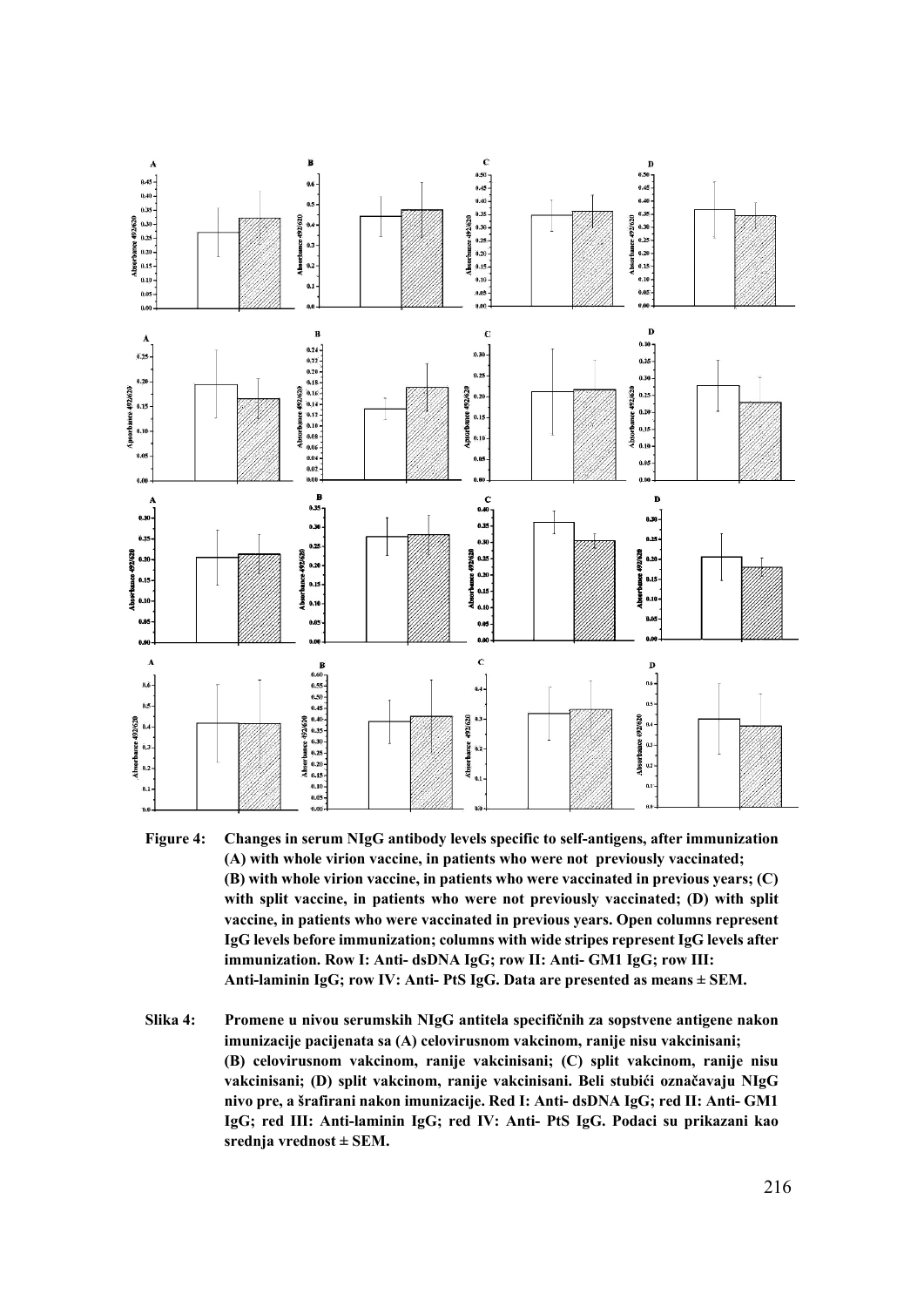**Figure 4: Changes in serum NIgG antibody levels specific to self-antigens, after immunization (A) with whole virion vaccine, in patients who were not previously vaccinated; (B) with whole virion vaccine, in patients who were vaccinated in previous years; (C) with split vaccine, in patients who were not previously vaccinated; (D) with split vaccine, in patients who were vaccinated in previous years. Open columns represent IgG levels before immunization; columns with wide stripes represent IgG levels after immunization. Row I: Anti- dsDNA IgG; row II: Anti- GM1 IgG; row III: Anti-laminin IgG; row IV: Anti- PtS IgG. Data are presented as means ± SEM.**

**Slika 4: Promene u nivou serumskih NIgG antitela specifičnih za sopstvene antigene nakon imunizacije pacijenata sa (A) celovirusnom vakcinom, ranije nisu vakcinisani; (B) celovirusnom vakcinom, ranije vakcinisani; (C) split vakcinom, ranije nisu vakcinisani; (D) split vakcinom, ranije vakcinisani. Beli stubići označavaju NIgG nivo pre, a šrafirani nakon imunizacije. Red I: Anti- dsDNA IgG; red II: Anti- GM1 IgG; red III: Anti-laminin IgG; red IV: Anti- PtS IgG. Podaci su prikazani kao srednja vrednost ± SEM.**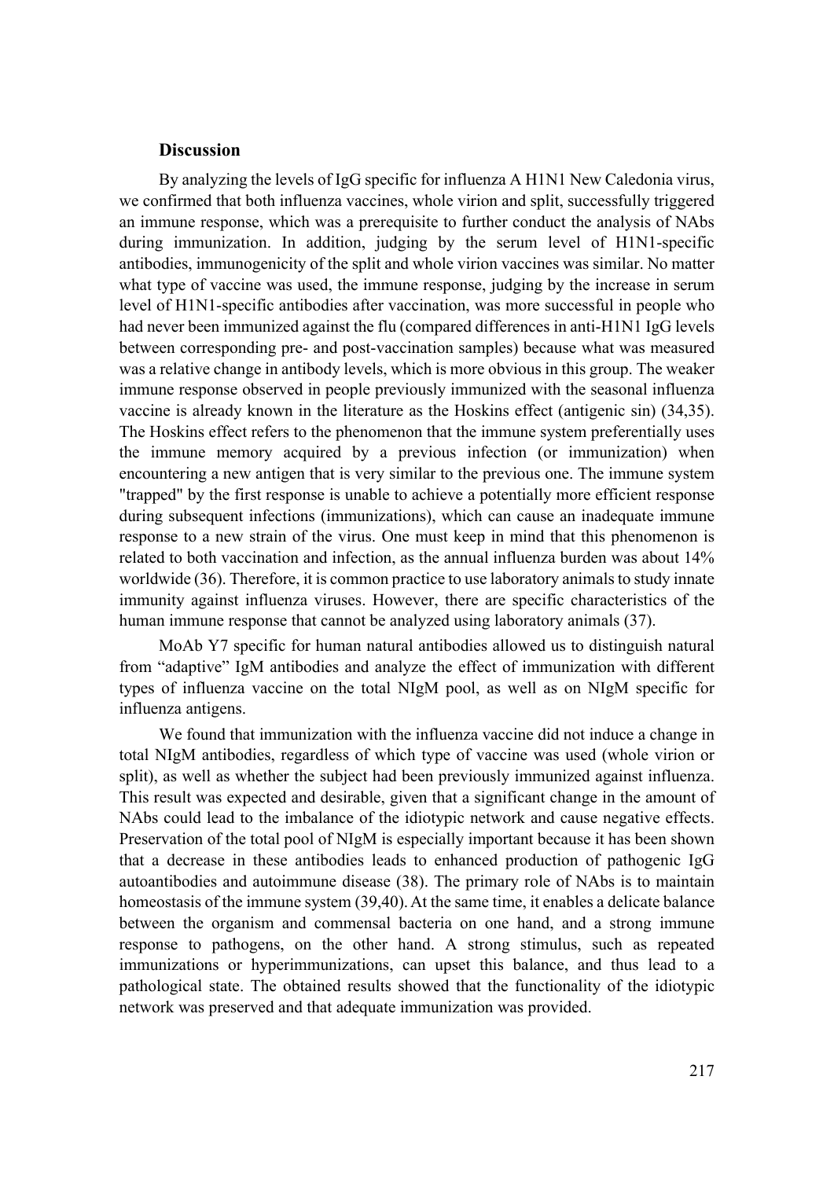## Discussion

By analyzing the levels of IgG specific for influenza A H1N1 New Caledonia virus, we confirmed that both influenza vaccines, whole virion and split, successfully triggered an immune response, which was a prerequisite to further conduct the analysis of NAbs during immunization. In addition, judging by the serum level of H1N1-specific antibodies, immunogenicity of the split and whole virion vaccines was similar. No matter what type of vaccine was used, the immune response, judging by the increase in serum level of H1N1-specific antibodies after vaccination, was more successful in people who had never been immunized against the flu (compared differences in anti-H1N1 IgG levels between corresponding pre- and post-vaccination samples) because what was measured was a relative change in antibody levels, which is more obvious in this group. The weaker immune response observed in people previously immunized with the seasonal influenza vaccine is already known in the literature as the Hoskins effect (antigenic sin) (34,35). The Hoskins effect refers to the phenomenon that the immune system preferentially uses the immune memory acquired by a previous infection (or immunization) when encountering a new antigen that is very similar to the previous one. The immune system "trapped" by the first response is unable to achieve a potentially more efficient response during subsequent infections (immunizations), which can cause an inadequate immune response to a new strain of the virus. One must keep in mind that this phenomenon is related to both vaccination and infection, as the annual influenza burden was about 14% worldwide (36). Therefore, it is common practice to use laboratory animals to study innate immunity against influenza viruses. However, there are specific characteristics of the human immune response that cannot be analyzed using laboratory animals (37).

MoAb Y7 specific for human natural antibodies allowed us to distinguish natural from "adaptive" IgM antibodies and analyze the effect of immunization with different types of influenza vaccine on the total NIgM pool, as well as on NIgM specific for influenza antigens.

We found that immunization with the influenza vaccine did not induce a change in total NIgM antibodies, regardless of which type of vaccine was used (whole virion or split), as well as whether the subject had been previously immunized against influenza. This result was expected and desirable, given that a significant change in the amount of NAbs could lead to the imbalance of the idiotypic network and cause negative effects. Preservation of the total pool of NIgM is especially important because it has been shown that a decrease in these antibodies leads to enhanced production of pathogenic IgG autoantibodies and autoimmune disease (38). The primary role of NAbs is to maintain homeostasis of the immune system (39,40). At the same time, it enables a delicate balance between the organism and commensal bacteria on one hand, and a strong immune response to pathogens, on the other hand. A strong stimulus, such as repeated immunizations or hyperimmunizations, can upset this balance, and thus lead to a pathological state. The obtained results showed that the functionality of the idiotypic network was preserved and that adequate immunization was provided.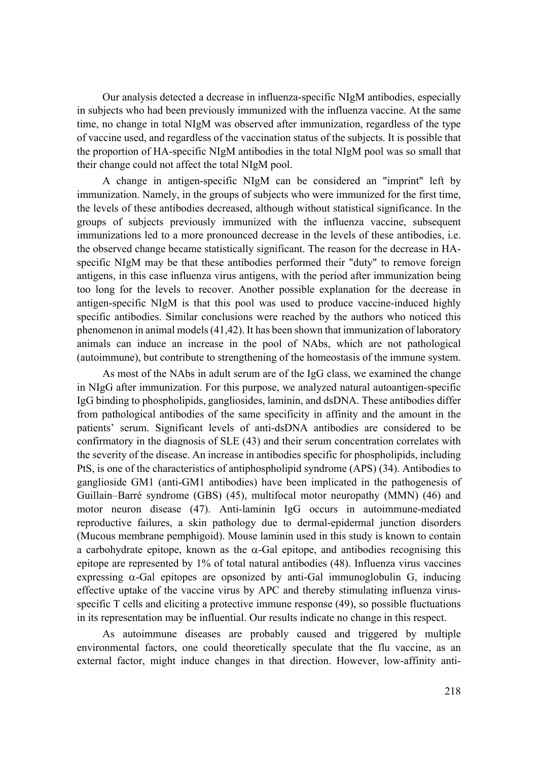Our analysis detected a decrease in influenza-specific NIgM antibodies, especially in subjects who had been previously immunized with the influenza vaccine. At the same time, no change in total NIgM was observed after immunization, regardless of the type of vaccine used, and regardless of the vaccination status of the subjects. It is possible that the proportion of HA-specific NIgM antibodies in the total NIgM pool was so small that their change could not affect the total NIgM pool.

A change in antigen-specific NIgM can be considered an "imprint" left by immunization. Namely, in the groups of subjects who were immunized for the first time, the levels of these antibodies decreased, although without statistical significance. In the groups of subjects previously immunized with the influenza vaccine, subsequent immunizations led to a more pronounced decrease in the levels of these antibodies, i.e. the observed change became statistically significant. The reason for the decrease in HA-specific NIgM may be that these antibodies performed their "duty" to remove foreign antigens, in this case influenza virus antigens, with the period after immunization being too long for the levels to recover. Another possible explanation for the decrease in antigen-specific NIgM is that this pool was used to produce vaccine-induced highly specific antibodies. Similar conclusions were reached by the authors who noticed this phenomenon in animal models (41,42). It has been shown that immunization of laboratory animals can induce an increase in the pool of NAbs, which are not pathological (autoimmune), but contribute to strengthening of the homeostasis of the immune system.

As most of the NAbs in adult serum are of the IgG class, we examined the change in NIgG after immunization. For this purpose, we analyzed natural autoantigen-specific IgG binding to phospholipids, gangliosides, laminin, and dsDNA. These antibodies differ from pathological antibodies of the same specificity in affinity and the amount in the patients' serum. Significant levels of anti-dsDNA antibodies are considered to be confirmatory in the diagnosis of SLE (43) and their serum concentration correlates with the severity of the disease. An increase in antibodies specific for phospholipids, including PtS, is one of the characteristics of antiphospholipid syndrome (APS) (34). Antibodies to ganglioside GM1 (anti-GM1 antibodies) have been implicated in the pathogenesis of Guillain–Barré syndrome (GBS) (45), multifocal motor neuropathy (MMN) (46) and motor neuron disease (47). Anti-laminin IgG occurs in autoimmune-mediated reproductive failures, a skin pathology due to dermal-epidermal junction disorders (Mucous membrane pemphigoid). Mouse laminin used in this study is known to contain a carbohydrate epitope, known as the $\alpha$-Gal epitope, and antibodies recognising this epitope are represented by 1% of total natural antibodies (48). Influenza virus vaccines expressing $\alpha$-Gal epitopes are opsonized by anti-Gal immunoglobulin G, inducing effective uptake of the vaccine virus by APC and thereby stimulating influenza virus-specific T cells and eliciting a protective immune response (49), so possible fluctuations in its representation may be influential. Our results indicate no change in this respect.

As autoimmune diseases are probably caused and triggered by multiple environmental factors, one could theoretically speculate that the flu vaccine, as an external factor, might induce changes in that direction. However, low-affinity anti-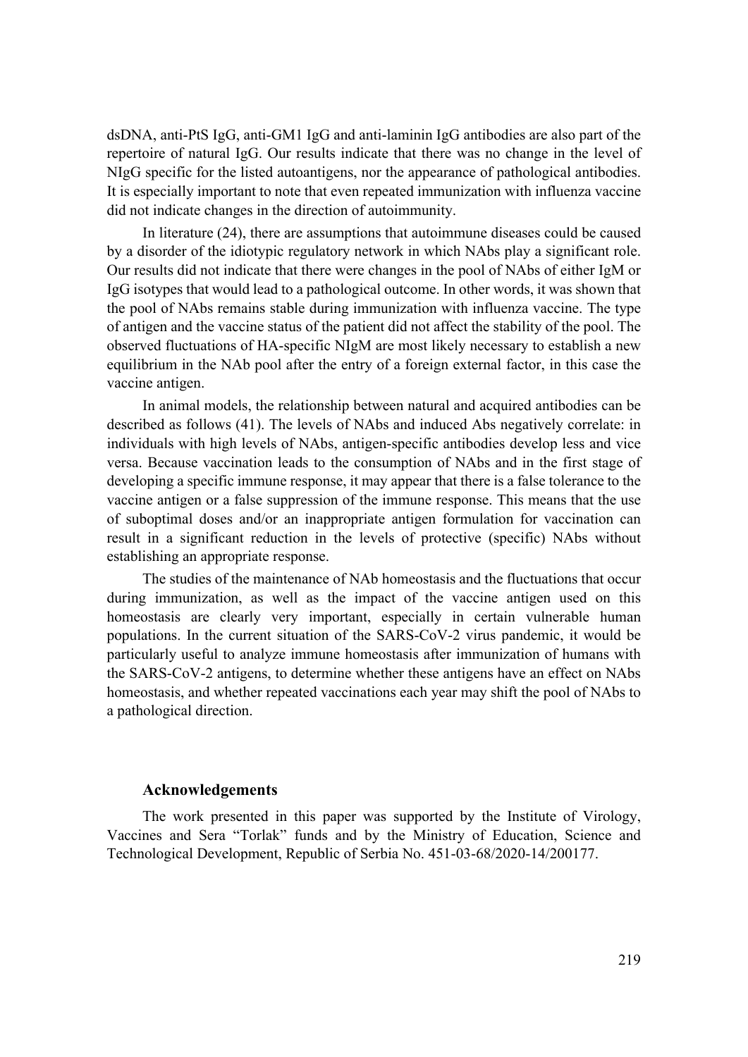dsDNA, anti-PtS IgG, anti-GM1 IgG and anti-laminin IgG antibodies are also part of the repertoire of natural IgG. Our results indicate that there was no change in the level of NIgG specific for the listed autoantigens, nor the appearance of pathological antibodies. It is especially important to note that even repeated immunization with influenza vaccine did not indicate changes in the direction of autoimmunity.

In literature (24), there are assumptions that autoimmune diseases could be caused by a disorder of the idiotypic regulatory network in which NAbs play a significant role. Our results did not indicate that there were changes in the pool of NAbs of either IgM or IgG isotypes that would lead to a pathological outcome. In other words, it was shown that the pool of NAbs remains stable during immunization with influenza vaccine. The type of antigen and the vaccine status of the patient did not affect the stability of the pool. The observed fluctuations of HA-specific NIgM are most likely necessary to establish a new equilibrium in the NAb pool after the entry of a foreign external factor, in this case the vaccine antigen.

In animal models, the relationship between natural and acquired antibodies can be described as follows (41). The levels of NAbs and induced Abs negatively correlate: in individuals with high levels of NAbs, antigen-specific antibodies develop less and vice versa. Because vaccination leads to the consumption of NAbs and in the first stage of developing a specific immune response, it may appear that there is a false tolerance to the vaccine antigen or a false suppression of the immune response. This means that the use of suboptimal doses and/or an inappropriate antigen formulation for vaccination can result in a significant reduction in the levels of protective (specific) NAbs without establishing an appropriate response.

The studies of the maintenance of NAb homeostasis and the fluctuations that occur during immunization, as well as the impact of the vaccine antigen used on this homeostasis are clearly very important, especially in certain vulnerable human populations. In the current situation of the SARS-CoV-2 virus pandemic, it would be particularly useful to analyze immune homeostasis after immunization of humans with the SARS-CoV-2 antigens, to determine whether these antigens have an effect on NAbs homeostasis, and whether repeated vaccinations each year may shift the pool of NAbs to a pathological direction.

## Acknowledgements

The work presented in this paper was supported by the Institute of Virology, Vaccines and Sera "Torlak" funds and by the Ministry of Education, Science and Technological Development, Republic of Serbia No. 451-03-68/2020-14/200177.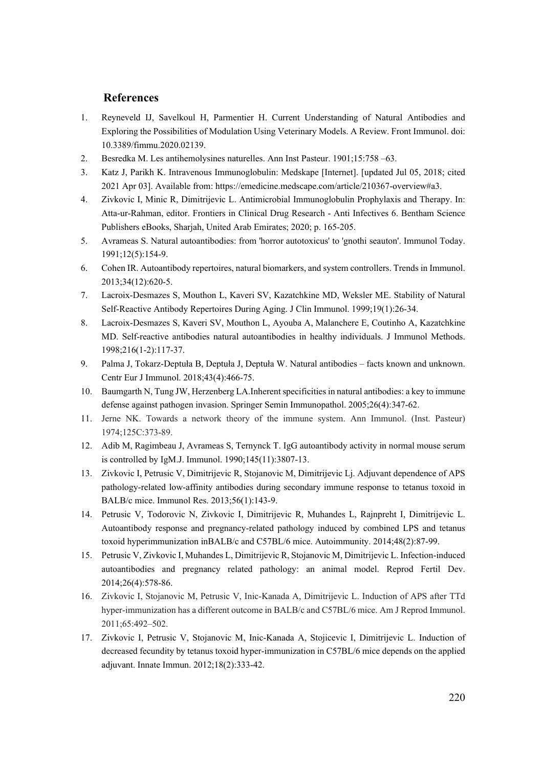## References

1. Reyneveld IJ, Savelkoul H, Parmentier H. Current Understanding of Natural Antibodies and Exploring the Possibilities of Modulation Using Veterinary Models. A Review. Front Immunol. doi: 10.3389/fimmu.2020.02139.
2. Besredka M. Les antihemolysines naturelles. Ann Inst Pasteur. 1901;15:758 –63.
3. Katz J, Parikh K. Intravenous Immunoglobulin: Medskape [Internet]. [updated Jul 05, 2018; cited 2021 Apr 03]. Available from: https://emedicine.medscape.com/article/210367-overview#a3.
4. Zivkovic I, Minic R, Dimitrijevic L. Antimicrobial Immunoglobulin Prophylaxis and Therapy. In: Atta-ur-Rahman, editor. Frontiers in Clinical Drug Research - Anti Infectives 6. Bentham Science Publishers eBooks, Sharjah, United Arab Emirates; 2020; p. 165-205.
5. Avrameas S. Natural autoantibodies: from 'horror autotoxicus' to 'gnothi seauton'. Immunol Today. 1991;12(5):154-9.
6. Cohen IR. Autoantibody repertoires, natural biomarkers, and system controllers. Trends in Immunol. 2013;34(12):620-5.
7. Lacroix-Desmazes S, Mouthon L, Kaveri SV, Kazatchkine MD, Weksler ME. Stability of Natural Self-Reactive Antibody Repertoires During Aging. J Clin Immunol. 1999;19(1):26-34.
8. Lacroix-Desmazes S, Kaveri SV, Mouthon L, Ayouba A, Malanchere E, Coutinho A, Kazatchkine MD. Self-reactive antibodies natural autoantibodies in healthy individuals. J Immunol Methods. 1998;216(1-2):117-37.
9. Palma J, Tokarz-Deptuła B, Deptuła J, Deptuła W. Natural antibodies – facts known and unknown. Centr Eur J Immunol. 2018;43(4):466-75.
10. Baumgarth N, Tung JW, Herzenberg LA.Inherent specificities in natural antibodies: a key to immune defense against pathogen invasion. Springer Semin Immunopathol. 2005;26(4):347-62.
11. Jerne NK. Towards a network theory of the immune system. Ann Immunol. (Inst. Pasteur) 1974;125C:373-89.
12. Adib M, Ragimbeau J, Avrameas S, Ternynck T. IgG autoantibody activity in normal mouse serum is controlled by IgM.J. Immunol. 1990;145(11):3807-13.
13. Zivkovic I, Petrusic V, Dimitrijevic R, Stojanovic M, Dimitrijevic Lj. Adjuvant dependence of APS pathology-related low-affinity antibodies during secondary immune response to tetanus toxoid in BALB/c mice. Immunol Res. 2013;56(1):143-9.
14. Petrusic V, Todorovic N, Zivkovic I, Dimitrijevic R, Muhandes L, Rajnpreht I, Dimitrijevic L. Autoantibody response and pregnancy-related pathology induced by combined LPS and tetanus toxoid hyperimmunization inBALB/c and C57BL/6 mice. Autoimmunity. 2014;48(2):87-99.
15. Petrusic V, Zivkovic I, Muhandes L, Dimitrijevic R, Stojanovic M, Dimitrijevic L. Infection-induced autoantibodies and pregnancy related pathology: an animal model. Reprod Fertil Dev. 2014;26(4):578-86.
16. Zivkovic I, Stojanovic M, Petrusic V, Inic-Kanada A, Dimitrijevic L. Induction of APS after TTd hyper-immunization has a different outcome in BALB/c and C57BL/6 mice. Am J Reprod Immunol. 2011;65:492–502.
17. Zivkovic I, Petrusic V, Stojanovic M, Inic-Kanada A, Stojicevic I, Dimitrijevic L. Induction of decreased fecundity by tetanus toxoid hyper-immunization in C57BL/6 mice depends on the applied adjuvant. Innate Immun. 2012;18(2):333-42.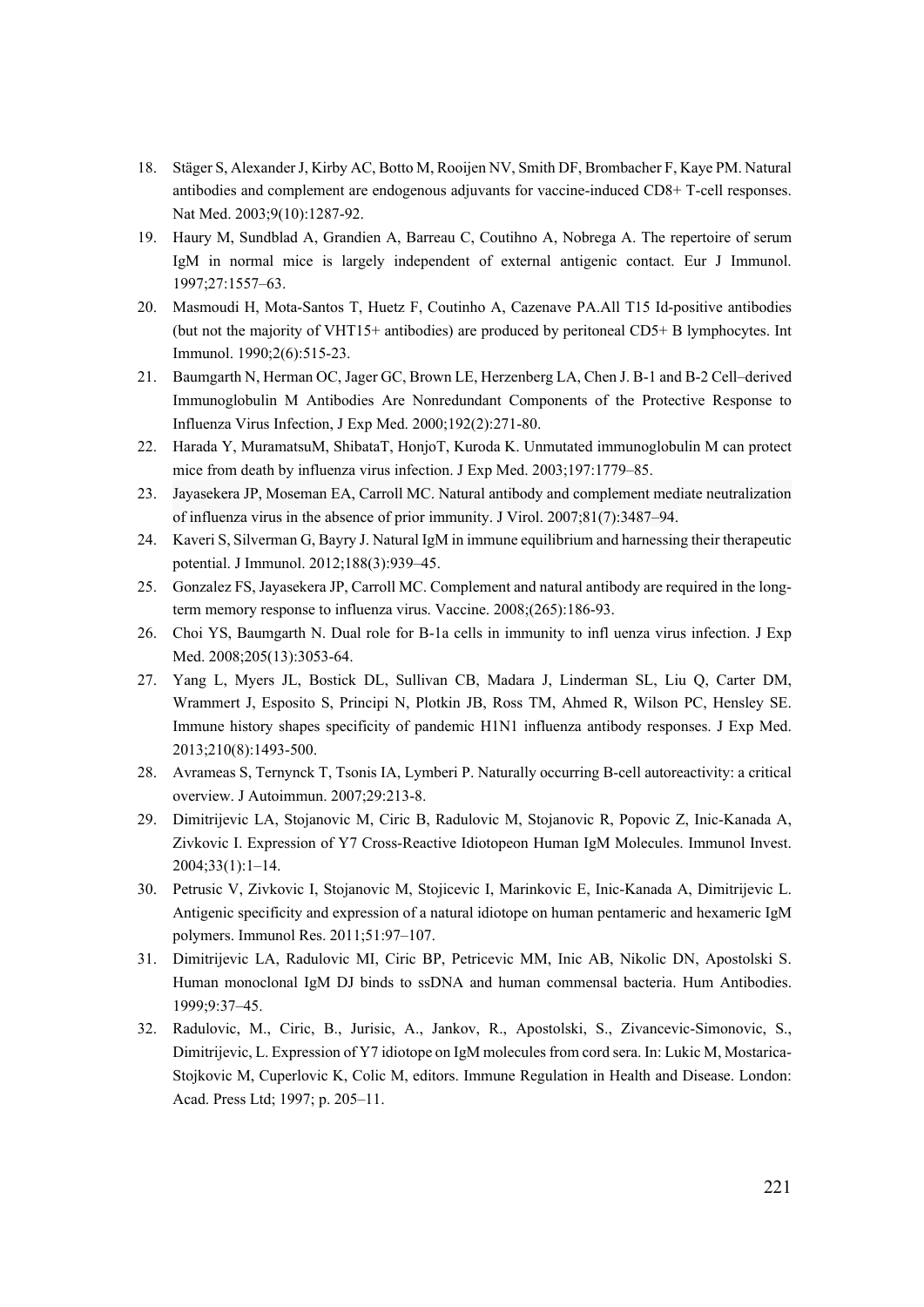18. Stäger S, Alexander J, Kirby AC, Botto M, Rooijen NV, Smith DF, Brombacher F, Kaye PM. Natural antibodies and complement are endogenous adjuvants for vaccine-induced CD8+ T-cell responses. Nat Med. 2003;9(10):1287-92.
19. Haury M, Sundblad A, Grandien A, Barreau C, Coutihno A, Nobrega A. The repertoire of serum IgM in normal mice is largely independent of external antigenic contact. Eur J Immunol. 1997;27:1557–63.
20. Masmoudi H, Mota-Santos T, Huetz F, Coutinho A, Cazenave PA.All T15 Id-positive antibodies (but not the majority of VHT15+ antibodies) are produced by peritoneal CD5+ B lymphocytes. Int Immunol. 1990;2(6):515-23.
21. Baumgarth N, Herman OC, Jager GC, Brown LE, Herzenberg LA, Chen J. B-1 and B-2 Cell–derived Immunoglobulin M Antibodies Are Nonredundant Components of the Protective Response to Influenza Virus Infection, J Exp Med. 2000;192(2):271-80.
22. Harada Y, MuramatsuM, ShibataT, HonjoT, Kuroda K. Unmutated immunoglobulin M can protect mice from death by influenza virus infection. J Exp Med. 2003;197:1779–85.
23. Jayasekera JP, Moseman EA, Carroll MC. Natural antibody and complement mediate neutralization of influenza virus in the absence of prior immunity. J Virol. 2007;81(7):3487–94.
24. Kaveri S, Silverman G, Bayry J. Natural IgM in immune equilibrium and harnessing their therapeutic potential. J Immunol. 2012;188(3):939–45.
25. Gonzalez FS, Jayasekera JP, Carroll MC. Complement and natural antibody are required in the long-term memory response to influenza virus. Vaccine. 2008;(265):186-93.
26. Choi YS, Baumgarth N. Dual role for B-1a cells in immunity to infl uenza virus infection. J Exp Med. 2008;205(13):3053-64.
27. Yang L, Myers JL, Bostick DL, Sullivan CB, Madara J, Linderman SL, Liu Q, Carter DM, Wrammert J, Esposito S, Principi N, Plotkin JB, Ross TM, Ahmed R, Wilson PC, Hensley SE. Immune history shapes specificity of pandemic H1N1 influenza antibody responses. J Exp Med. 2013;210(8):1493-500.
28. Avrameas S, Ternynck T, Tsonis IA, Lymberi P. Naturally occurring B-cell autoreactivity: a critical overview. J Autoimmun. 2007;29:213-8.
29. Dimitrijevic LA, Stojanovic M, Ciric B, Radulovic M, Stojanovic R, Popovic Z, Inic-Kanada A, Zivkovic I. Expression of Y7 Cross-Reactive Idiotopeon Human IgM Molecules. Immunol Invest. 2004;33(1):1–14.
30. Petrusic V, Zivkovic I, Stojanovic M, Stojicevic I, Marinkovic E, Inic-Kanada A, Dimitrijevic L. Antigenic specificity and expression of a natural idiotope on human pentameric and hexameric IgM polymers. Immunol Res. 2011;51:97–107.
31. Dimitrijevic LA, Radulovic MI, Ciric BP, Petricevic MM, Inic AB, Nikolic DN, Apostolski S. Human monoclonal IgM DJ binds to ssDNA and human commensal bacteria. Hum Antibodies. 1999;9:37–45.
32. Radulovic, M., Ciric, B., Jurisic, A., Jankov, R., Apostolski, S., Zivancevic-Simonovic, S., Dimitrijevic, L. Expression of Y7 idiotope on IgM molecules from cord sera. In: Lukic M, Mostarica-Stojkovic M, Cuperlovic K, Colic M, editors. Immune Regulation in Health and Disease. London: Acad. Press Ltd; 1997; p. 205–11.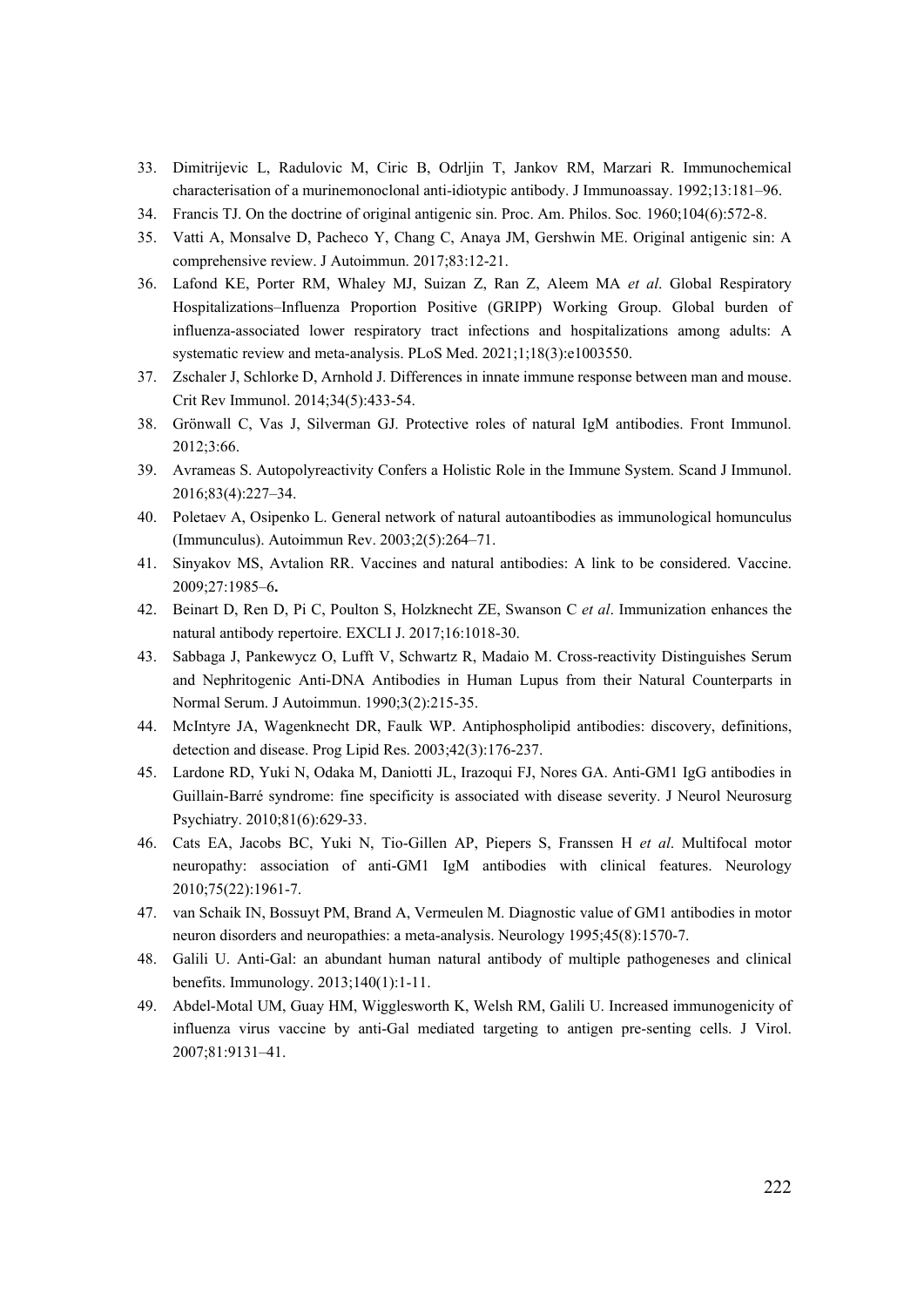33. Dimitrijevic L, Radulovic M, Ciric B, Odrljin T, Jankov RM, Marzari R. Immunochemical characterisation of a murinemonoclonal anti-idiotypic antibody. J Immunoassay. 1992;13:181–96.
34. Francis TJ. On the doctrine of original antigenic sin. Proc. Am. Philos. Soc. 1960;104(6):572-8.
35. Vatti A, Monsalve D, Pacheco Y, Chang C, Anaya JM, Gershwin ME. Original antigenic sin: A comprehensive review. J Autoimmun. 2017;83:12-21.
36. Lafond KE, Porter RM, Whaley MJ, Suizan Z, Ran Z, Aleem MA *et al*. Global Respiratory Hospitalizations–Influenza Proportion Positive (GRIPP) Working Group. Global burden of influenza-associated lower respiratory tract infections and hospitalizations among adults: A systematic review and meta-analysis. PLoS Med. 2021;1;18(3):e1003550.
37. Zschaler J, Schlorke D, Arnhold J. Differences in innate immune response between man and mouse. Crit Rev Immunol. 2014;34(5):433-54.
38. Grönwall C, Vas J, Silverman GJ. Protective roles of natural IgM antibodies. Front Immunol. 2012;3:66.
39. Avrameas S. Autopolyreactivity Confers a Holistic Role in the Immune System. Scand J Immunol. 2016;83(4):227–34.
40. Poletaev A, Osipenko L. General network of natural autoantibodies as immunological homunculus (Immunculus). Autoimmun Rev. 2003;2(5):264–71.
41. Sinyakov MS, Avtalion RR. Vaccines and natural antibodies: A link to be considered. Vaccine. 2009;27:1985–6**.**
42. Beinart D, Ren D, Pi C, Poulton S, Holzknecht ZE, Swanson C *et al*. Immunization enhances the natural antibody repertoire. EXCLI J. 2017;16:1018-30.
43. Sabbaga J, Pankewycz O, Lufft V, Schwartz R, Madaio M. Cross-reactivity Distinguishes Serum and Nephritogenic Anti-DNA Antibodies in Human Lupus from their Natural Counterparts in Normal Serum. J Autoimmun. 1990;3(2):215-35.
44. McIntyre JA, Wagenknecht DR, Faulk WP. Antiphospholipid antibodies: discovery, definitions, detection and disease. Prog Lipid Res. 2003;42(3):176-237.
45. Lardone RD, Yuki N, Odaka M, Daniotti JL, Irazoqui FJ, Nores GA. Anti-GM1 IgG antibodies in Guillain-Barré syndrome: fine specificity is associated with disease severity. J Neurol Neurosurg Psychiatry. 2010;81(6):629-33.
46. Cats EA, Jacobs BC, Yuki N, Tio-Gillen AP, Piepers S, Franssen H *et al*. Multifocal motor neuropathy: association of anti-GM1 IgM antibodies with clinical features. Neurology 2010;75(22):1961-7.
47. van Schaik IN, Bossuyt PM, Brand A, Vermeulen M. Diagnostic value of GM1 antibodies in motor neuron disorders and neuropathies: a meta-analysis. Neurology 1995;45(8):1570-7.
48. Galili U. Anti-Gal: an abundant human natural antibody of multiple pathogeneses and clinical benefits. Immunology. 2013;140(1):1-11.
49. Abdel-Motal UM, Guay HM, Wigglesworth K, Welsh RM, Galili U. Increased immunogenicity of influenza virus vaccine by anti-Gal mediated targeting to antigen pre-senting cells. J Virol. 2007;81:9131–41.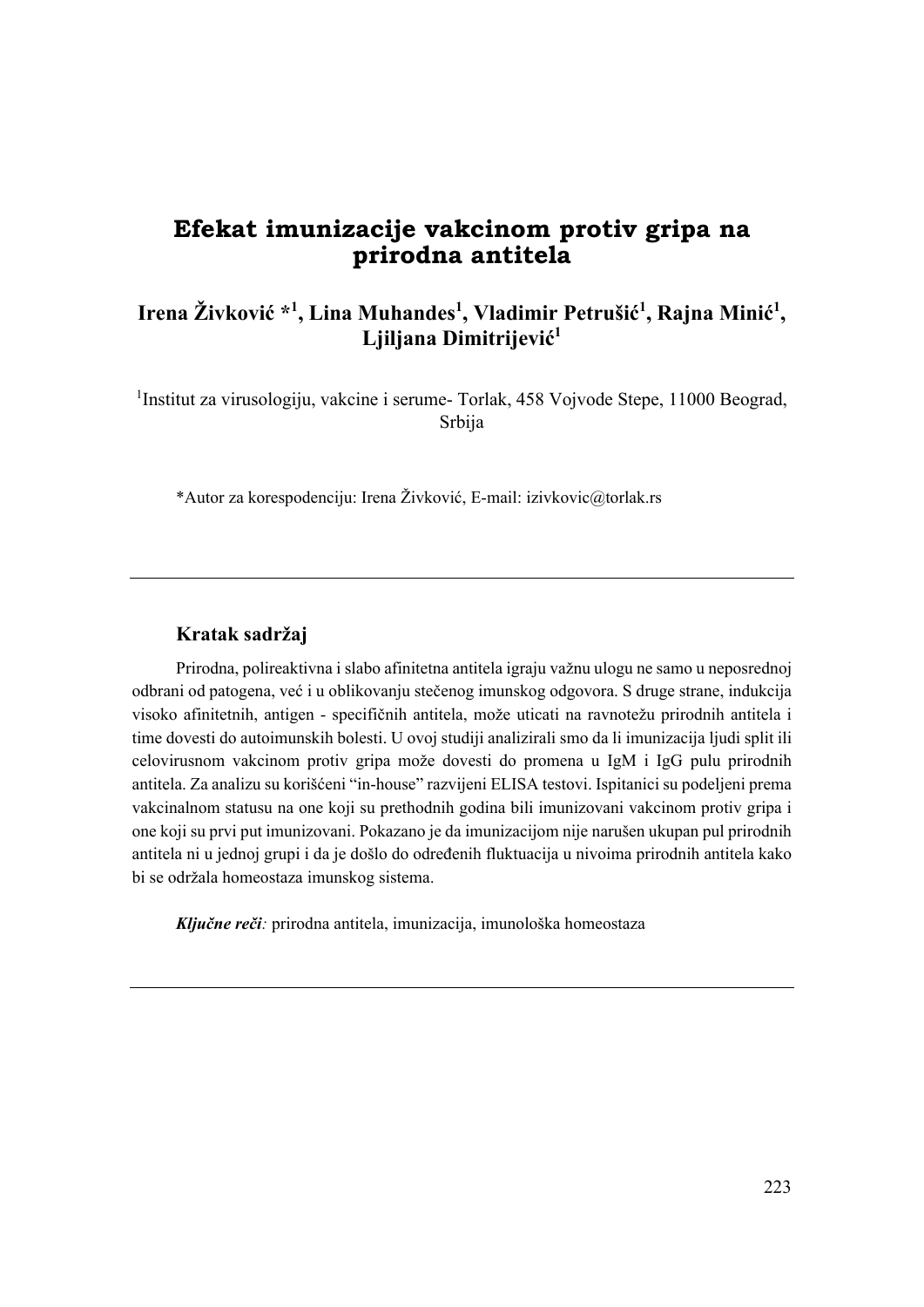# Efekat imunizacije vakcinom protiv gripa na prirodna antitela

**Irena Živković *[1], Lina Muhandes[1], Vladimir Petrušić[1], Rajna Minić[1], Ljiljana Dimitrijević[1]**

[1]Institut za virusologiju, vakcine i serume- Torlak, 458 Vojvode Stepe, 11000 Beograd, Srbija

*Autor za korespodenciju: Irena Živković, E-mail: izivkovic@torlak.rs

---

## Kratak sadržaj

Prirodna, polireaktivna i slabo afinitetna antitela igraju važnu ulogu ne samo u neposrednoj odbrani od patogena, već i u oblikovanju stečenog imunskog odgovora. S druge strane, indukcija visoko afinitetnih, antigen - specifičnih antitela, može uticati na ravnotežu prirodnih antitela i time dovesti do autoimunskih bolesti. U ovoj studiji analizirali smo da li imunizacija ljudi split ili celovirusnom vakcinom protiv gripa može dovesti do promena u IgM i IgG pulu prirodnih antitela. Za analizu su korišćeni "in-house" razvijeni ELISA testovi. Ispitanici su podeljeni prema vakcinalnom statusu na one koji su prethodnih godina bili imunizovani vakcinom protiv gripa i one koji su prvi put imunizovani. Pokazano je da imunizacijom nije narušen ukupan pul prirodnih antitela ni u jednoj grupi i da je došlo do određenih fluktuacija u nivoima prirodnih antitela kako bi se održala homeostaza imunskog sistema.

***Ključne reči**:* prirodna antitela, imunizacija, imunološka homeostaza

---